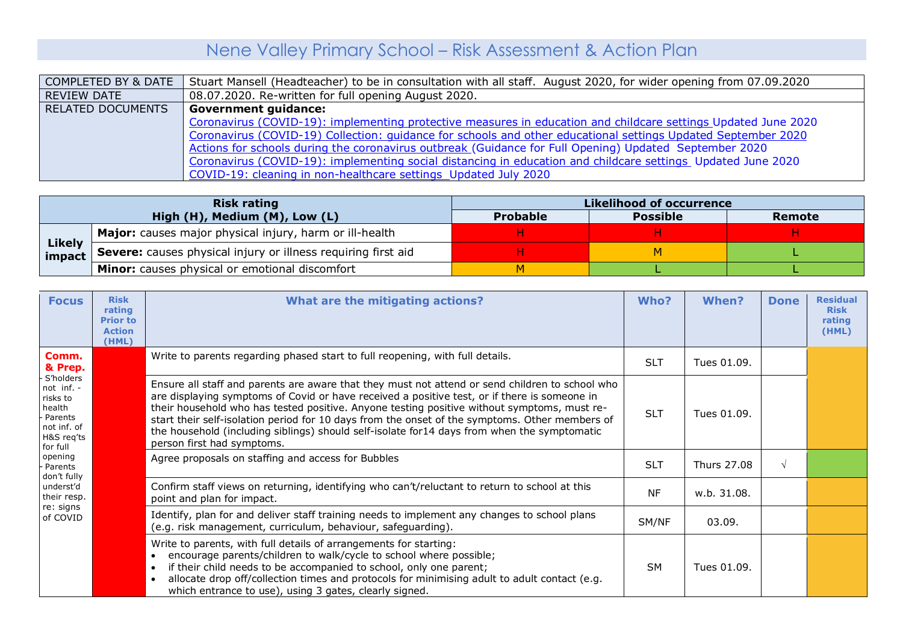# Nene Valley Primary School – Risk Assessment & Action Plan

| | |
|---|---|
| COMPLETED BY & DATE | Stuart Mansell (Headteacher) to be in consultation with all staff. August 2020, for wider opening from 07.09.2020 |
| REVIEW DATE | 08.07.2020. Re-written for full opening August 2020. |
| RELATED DOCUMENTS | **Government guidance:**<br>Coronavirus (COVID-19): implementing protective measures in education and childcare settings Updated June 2020<br>Coronavirus (COVID-19) Collection: guidance for schools and other educational settings Updated September 2020<br>Actions for schools during the coronavirus outbreak (Guidance for Full Opening) Updated September 2020<br>Coronavirus (COVID-19): implementing social distancing in education and childcare settings Updated June 2020<br>COVID-19: cleaning in non-healthcare settings Updated July 2020 |

| **Risk rating High (H), Medium (M), Low (L)** | | **Likelihood of occurrence** | | |
|---|---|---|---|---|
| | | **Probable** | **Possible** | **Remote** |
| **Likely impact** | **Major:** causes major physical injury, harm or ill-health | H | H | H |
| | **Severe:** causes physical injury or illness requiring first aid | H | M | L |
| | **Minor:** causes physical or emotional discomfort | M | L | L |

| Focus | Risk rating Prior to Action (HML) | What are the mitigating actions? | Who? | When? | Done | Residual Risk rating (HML) |
|---|---|---|---|---|---|---|
| **Comm. & Prep.**<br>- S'holders not inf. - risks to health<br>- Parents not inf. of H&S req'ts for full opening<br>- Parents don't fully underst'd their resp. re: signs of COVID | | Write to parents regarding phased start to full reopening, with full details. | SLT | Tues 01.09. | | |
| | | Ensure all staff and parents are aware that they must not attend or send children to school who are displaying symptoms of Covid or have received a positive test, or if there is someone in their household who has tested positive. Anyone testing positive without symptoms, must re-start their self-isolation period for 10 days from the onset of the symptoms. Other members of the household (including siblings) should self-isolate for14 days from when the symptomatic person first had symptoms. | SLT | Tues 01.09. | | |
| | | Agree proposals on staffing and access for Bubbles | SLT | Thurs 27.08 | √ | |
| | | Confirm staff views on returning, identifying who can't/reluctant to return to school at this point and plan for impact. | NF | w.b. 31.08. | | |
| | | Identify, plan for and deliver staff training needs to implement any changes to school plans (e.g. risk management, curriculum, behaviour, safeguarding). | SM/NF | 03.09. | | |
| | | Write to parents, with full details of arrangements for starting:<br>• encourage parents/children to walk/cycle to school where possible;<br>• if their child needs to be accompanied to school, only one parent;<br>• allocate drop off/collection times and protocols for minimising adult to adult contact (e.g. which entrance to use), using 3 gates, clearly signed. | SM | Tues 01.09. | | |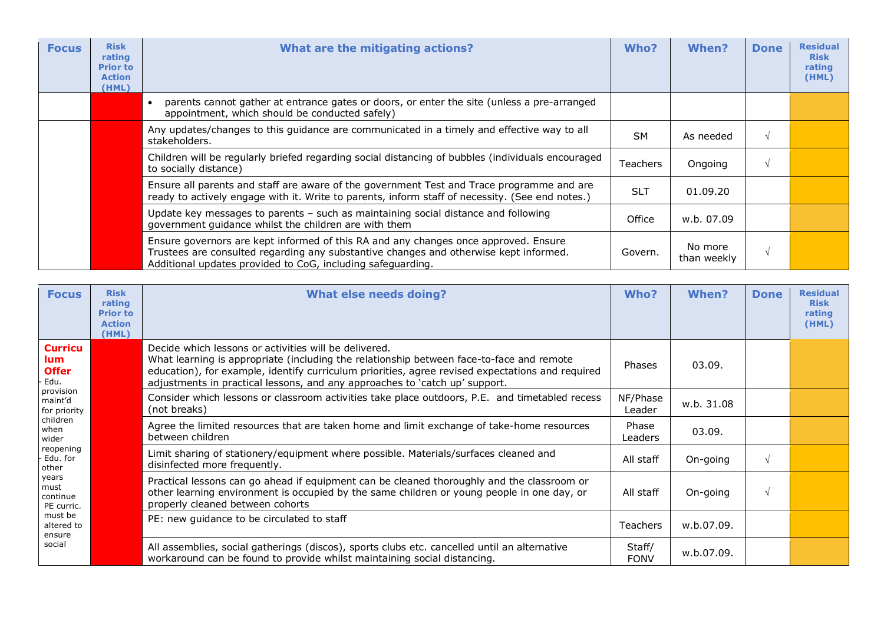| Focus | Risk rating Prior to Action (HML) | What are the mitigating actions? | Who? | When? | Done | Residual Risk rating (HML) |
|---|---|---|---|---|---|---|
| | | • parents cannot gather at entrance gates or doors, or enter the site (unless a pre-arranged appointment, which should be conducted safely) | | | | |
| | | Any updates/changes to this guidance are communicated in a timely and effective way to all stakeholders. | SM | As needed | √ | |
| | | Children will be regularly briefed regarding social distancing of bubbles (individuals encouraged to socially distance) | Teachers | Ongoing | √ | |
| | | Ensure all parents and staff are aware of the government Test and Trace programme and are ready to actively engage with it. Write to parents, inform staff of necessity. (See end notes.) | SLT | 01.09.20 | | |
| | | Update key messages to parents – such as maintaining social distance and following government guidance whilst the children are with them | Office | w.b. 07.09 | | |
| | | Ensure governors are kept informed of this RA and any changes once approved. Ensure Trustees are consulted regarding any substantive changes and otherwise kept informed. Additional updates provided to CoG, including safeguarding. | Govern. | No more than weekly | √ | |

| Focus | Risk rating Prior to Action (HML) | What else needs doing? | Who? | When? | Done | Residual Risk rating (HML) |
|---|---|---|---|---|---|---|
| **Curriculum Offer** - Edu. provision maint'd for priority children when wider reopening - Edu. for other years must continue PE curric. must be altered to ensure social | | Decide which lessons or activities will be delivered. What learning is appropriate (including the relationship between face-to-face and remote education), for example, identify curriculum priorities, agree revised expectations and required adjustments in practical lessons, and any approaches to 'catch up' support. | Phases | 03.09. | | |
| | | Consider which lessons or classroom activities take place outdoors, P.E. and timetabled recess (not breaks) | NF/Phase Leader | w.b. 31.08 | | |
| | | Agree the limited resources that are taken home and limit exchange of take-home resources between children | Phase Leaders | 03.09. | | |
| | | Limit sharing of stationery/equipment where possible. Materials/surfaces cleaned and disinfected more frequently. | All staff | On-going | √ | |
| | | Practical lessons can go ahead if equipment can be cleaned thoroughly and the classroom or other learning environment is occupied by the same children or young people in one day, or properly cleaned between cohorts | All staff | On-going | √ | |
| | | PE: new guidance to be circulated to staff | Teachers | w.b.07.09. | | |
| | | All assemblies, social gatherings (discos), sports clubs etc. cancelled until an alternative workaround can be found to provide whilst maintaining social distancing. | Staff/ FONV | w.b.07.09. | | |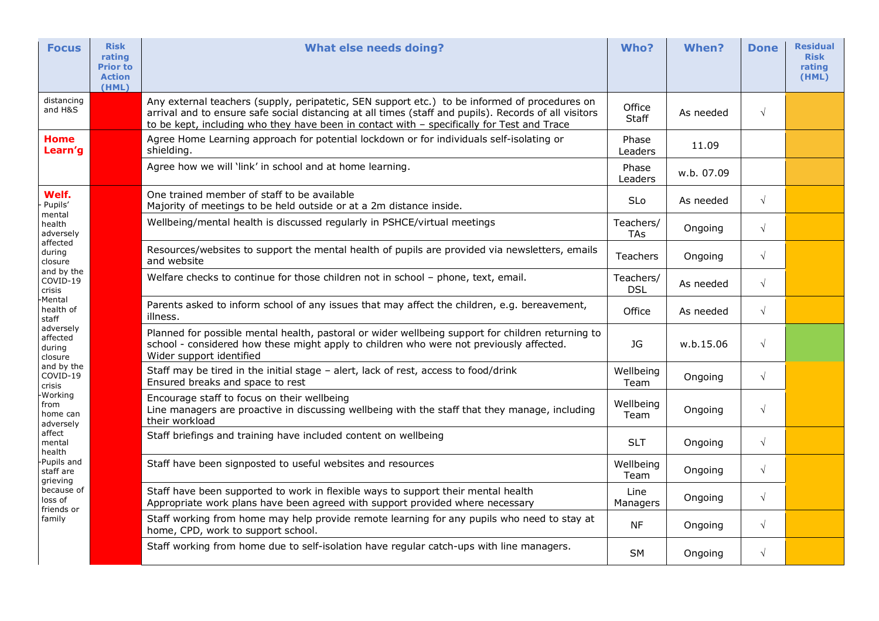| Focus | Risk rating Prior to Action (HML) | What else needs doing? | Who? | When? | Done | Residual Risk rating (HML) |
|---|---|---|---|---|---|---|
| distancing and H&S | | Any external teachers (supply, peripatetic, SEN support etc.) to be informed of procedures on arrival and to ensure safe social distancing at all times (staff and pupils). Records of all visitors to be kept, including who they have been in contact with – specifically for Test and Trace | Office Staff | As needed | √ | |
| **Home Learn'g** | | Agree Home Learning approach for potential lockdown or for individuals self-isolating or shielding. | Phase Leaders | 11.09 | | |
| | | Agree how we will 'link' in school and at home learning. | Phase Leaders | w.b. 07.09 | | |
| **Welf.** - Pupils' mental health adversely affected during closure and by the COVID-19 crisis -Mental health of staff adversely affected during closure and by the COVID-19 crisis -Working from home can adversely affect mental health -Pupils and staff are grieving because of loss of friends or family | | One trained member of staff to be available<br>Majority of meetings to be held outside or at a 2m distance inside. | SLo | As needed | √ | |
| | | Wellbeing/mental health is discussed regularly in PSHCE/virtual meetings | Teachers/ TAs | Ongoing | √ | |
| | | Resources/websites to support the mental health of pupils are provided via newsletters, emails and website | Teachers | Ongoing | √ | |
| | | Welfare checks to continue for those children not in school – phone, text, email. | Teachers/ DSL | As needed | √ | |
| | | Parents asked to inform school of any issues that may affect the children, e.g. bereavement, illness. | Office | As needed | √ | |
| | | Planned for possible mental health, pastoral or wider wellbeing support for children returning to school - considered how these might apply to children who were not previously affected. Wider support identified | JG | w.b.15.06 | √ | |
| | | Staff may be tired in the initial stage – alert, lack of rest, access to food/drink<br>Ensured breaks and space to rest | Wellbeing Team | Ongoing | √ | |
| | | Encourage staff to focus on their wellbeing<br>Line managers are proactive in discussing wellbeing with the staff that they manage, including their workload | Wellbeing Team | Ongoing | √ | |
| | | Staff briefings and training have included content on wellbeing | SLT | Ongoing | √ | |
| | | Staff have been signposted to useful websites and resources | Wellbeing Team | Ongoing | √ | |
| | | Staff have been supported to work in flexible ways to support their mental health<br>Appropriate work plans have been agreed with support provided where necessary | Line Managers | Ongoing | √ | |
| | | Staff working from home may help provide remote learning for any pupils who need to stay at home, CPD, work to support school. | NF | Ongoing | √ | |
| | | Staff working from home due to self-isolation have regular catch-ups with line managers. | SM | Ongoing | √ | |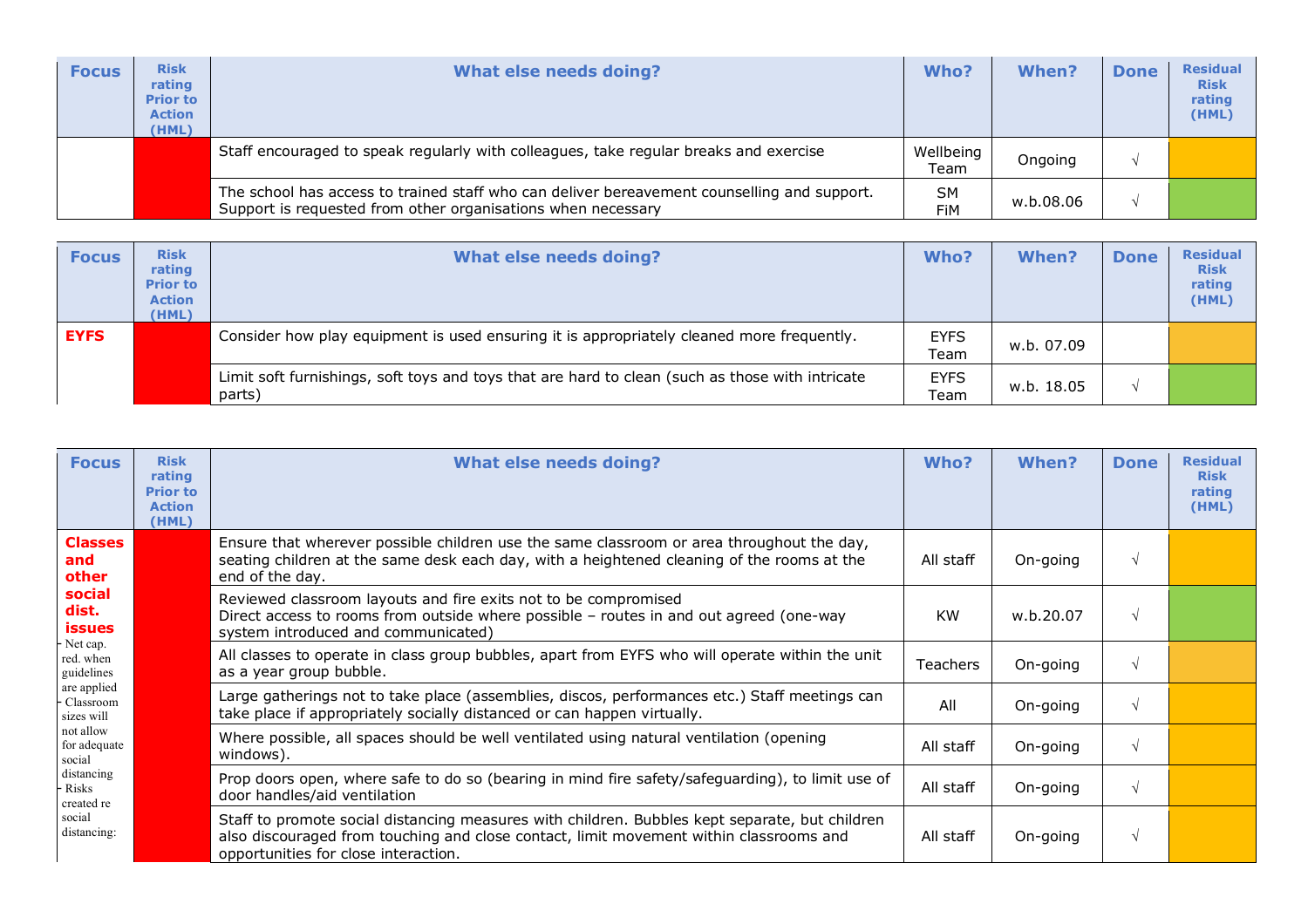| Focus | Risk rating Prior to Action (HML) | What else needs doing? | Who? | When? | Done | Residual Risk rating (HML) |
|---|---|---|---|---|---|---|
| | | Staff encouraged to speak regularly with colleagues, take regular breaks and exercise | Wellbeing Team | Ongoing | √ | |
| | | The school has access to trained staff who can deliver bereavement counselling and support. Support is requested from other organisations when necessary | SM FiM | w.b.08.06 | √ | |

| Focus | Risk rating Prior to Action (HML) | What else needs doing? | Who? | When? | Done | Residual Risk rating (HML) |
|---|---|---|---|---|---|---|
| **EYFS** | | Consider how play equipment is used ensuring it is appropriately cleaned more frequently. | EYFS Team | w.b. 07.09 | | |
| | | Limit soft furnishings, soft toys and toys that are hard to clean (such as those with intricate parts) | EYFS Team | w.b. 18.05 | √ | |

| Focus | Risk rating Prior to Action (HML) | What else needs doing? | Who? | When? | Done | Residual Risk rating (HML) |
|---|---|---|---|---|---|---|
| **Classes and other social dist. issues** - Net cap. red. when guidelines are applied - Classroom sizes will not allow for adequate social distancing - Risks created re social distancing: | | Ensure that wherever possible children use the same classroom or area throughout the day, seating children at the same desk each day, with a heightened cleaning of the rooms at the end of the day. | All staff | On-going | √ | |
| | | Reviewed classroom layouts and fire exits not to be compromised Direct access to rooms from outside where possible – routes in and out agreed (one-way system introduced and communicated) | KW | w.b.20.07 | √ | |
| | | All classes to operate in class group bubbles, apart from EYFS who will operate within the unit as a year group bubble. | Teachers | On-going | √ | |
| | | Large gatherings not to take place (assemblies, discos, performances etc.) Staff meetings can take place if appropriately socially distanced or can happen virtually. | All | On-going | √ | |
| | | Where possible, all spaces should be well ventilated using natural ventilation (opening windows). | All staff | On-going | √ | |
| | | Prop doors open, where safe to do so (bearing in mind fire safety/safeguarding), to limit use of door handles/aid ventilation | All staff | On-going | √ | |
| | | Staff to promote social distancing measures with children. Bubbles kept separate, but children also discouraged from touching and close contact, limit movement within classrooms and opportunities for close interaction. | All staff | On-going | √ | |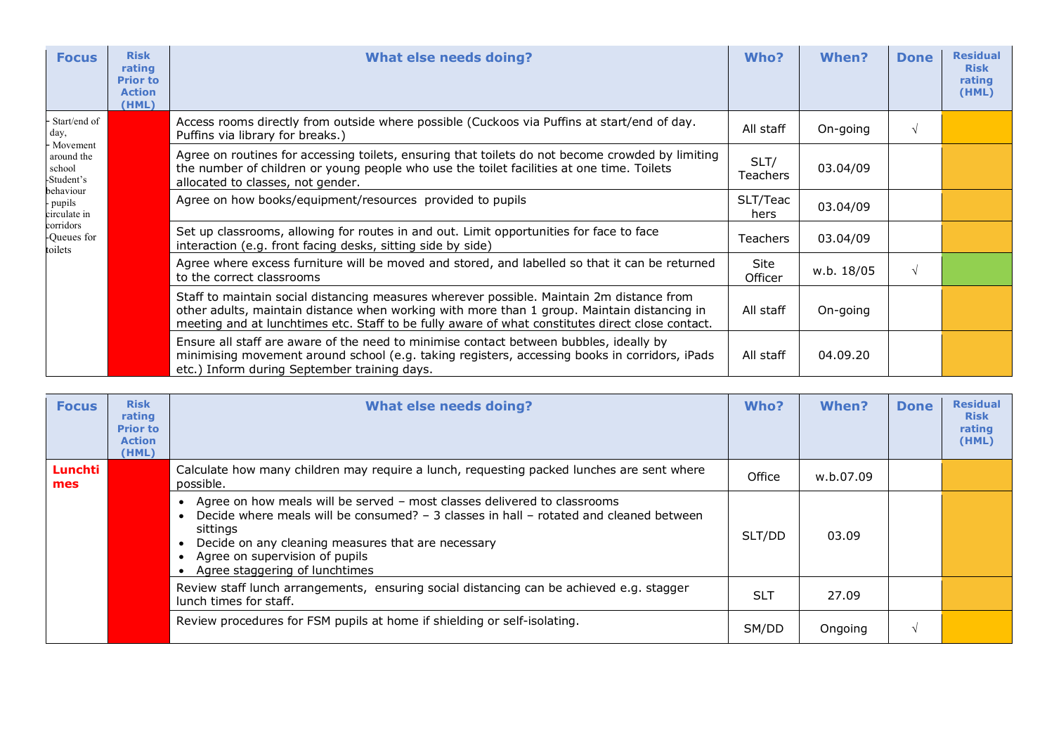| Focus | Risk rating Prior to Action (HML) | What else needs doing? | Who? | When? | Done | Residual Risk rating (HML) |
|---|---|---|---|---|---|---|
| - Start/end of day, - Movement around the school -Student's behaviour - pupils circulate in corridors -Queues for toilets | | Access rooms directly from outside where possible (Cuckoos via Puffins at start/end of day. Puffins via library for breaks.) | All staff | On-going | √ | |
| | | Agree on routines for accessing toilets, ensuring that toilets do not become crowded by limiting the number of children or young people who use the toilet facilities at one time. Toilets allocated to classes, not gender. | SLT/ Teachers | 03.04/09 | | |
| | | Agree on how books/equipment/resources provided to pupils | SLT/Teachers | 03.04/09 | | |
| | | Set up classrooms, allowing for routes in and out. Limit opportunities for face to face interaction (e.g. front facing desks, sitting side by side) | Teachers | 03.04/09 | | |
| | | Agree where excess furniture will be moved and stored, and labelled so that it can be returned to the correct classrooms | Site Officer | w.b. 18/05 | √ | |
| | | Staff to maintain social distancing measures wherever possible. Maintain 2m distance from other adults, maintain distance when working with more than 1 group. Maintain distancing in meeting and at lunchtimes etc. Staff to be fully aware of what constitutes direct close contact. | All staff | On-going | | |
| | | Ensure all staff are aware of the need to minimise contact between bubbles, ideally by minimising movement around school (e.g. taking registers, accessing books in corridors, iPads etc.) Inform during September training days. | All staff | 04.09.20 | | |

| Focus | Risk rating Prior to Action (HML) | What else needs doing? | Who? | When? | Done | Residual Risk rating (HML) |
|---|---|---|---|---|---|---|
| **Lunchtimes** | | Calculate how many children may require a lunch, requesting packed lunches are sent where possible. | Office | w.b.07.09 | | |
| | | • Agree on how meals will be served – most classes delivered to classrooms<br>• Decide where meals will be consumed? – 3 classes in hall – rotated and cleaned between sittings<br>• Decide on any cleaning measures that are necessary<br>• Agree on supervision of pupils<br>• Agree staggering of lunchtimes | SLT/DD | 03.09 | | |
| | | Review staff lunch arrangements, ensuring social distancing can be achieved e.g. stagger lunch times for staff. | SLT | 27.09 | | |
| | | Review procedures for FSM pupils at home if shielding or self-isolating. | SM/DD | Ongoing | √ | |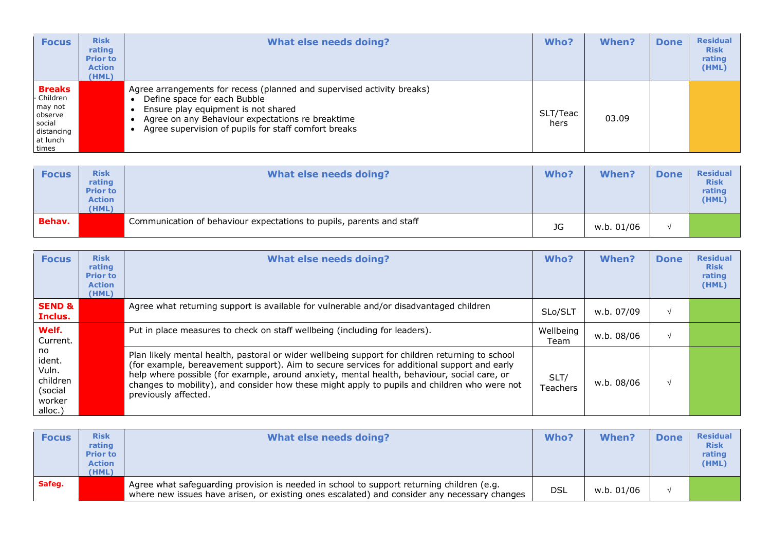| Focus | Risk rating Prior to Action (HML) | What else needs doing? | Who? | When? | Done | Residual Risk rating (HML) |
|---|---|---|---|---|---|---|
| **Breaks** - Children may not observe social distancing at lunch times | | Agree arrangements for recess (planned and supervised activity breaks)<br>• Define space for each Bubble<br>• Ensure play equipment is not shared<br>• Agree on any Behaviour expectations re breaktime<br>• Agree supervision of pupils for staff comfort breaks | SLT/Teachers | 03.09 | | |

| Focus | Risk rating Prior to Action (HML) | What else needs doing? | Who? | When? | Done | Residual Risk rating (HML) |
|---|---|---|---|---|---|---|
| **Behav.** | | Communication of behaviour expectations to pupils, parents and staff | JG | w.b. 01/06 | √ | |

| Focus | Risk rating Prior to Action (HML) | What else needs doing? | Who? | When? | Done | Residual Risk rating (HML) |
|---|---|---|---|---|---|---|
| **SEND & Inclus.** | | Agree what returning support is available for vulnerable and/or disadvantaged children | SLo/SLT | w.b. 07/09 | √ | |
| **Welf.** Current. no ident. Vuln. children (social worker alloc.) | | Put in place measures to check on staff wellbeing (including for leaders). | Wellbeing Team | w.b. 08/06 | √ | |
| | | Plan likely mental health, pastoral or wider wellbeing support for children returning to school (for example, bereavement support). Aim to secure services for additional support and early help where possible (for example, around anxiety, mental health, behaviour, social care, or changes to mobility), and consider how these might apply to pupils and children who were not previously affected. | SLT/ Teachers | w.b. 08/06 | √ | |

| Focus | Risk rating Prior to Action (HML) | What else needs doing? | Who? | When? | Done | Residual Risk rating (HML) |
|---|---|---|---|---|---|---|
| **Safeg.** | | Agree what safeguarding provision is needed in school to support returning children (e.g. where new issues have arisen, or existing ones escalated) and consider any necessary changes | DSL | w.b. 01/06 | √ | |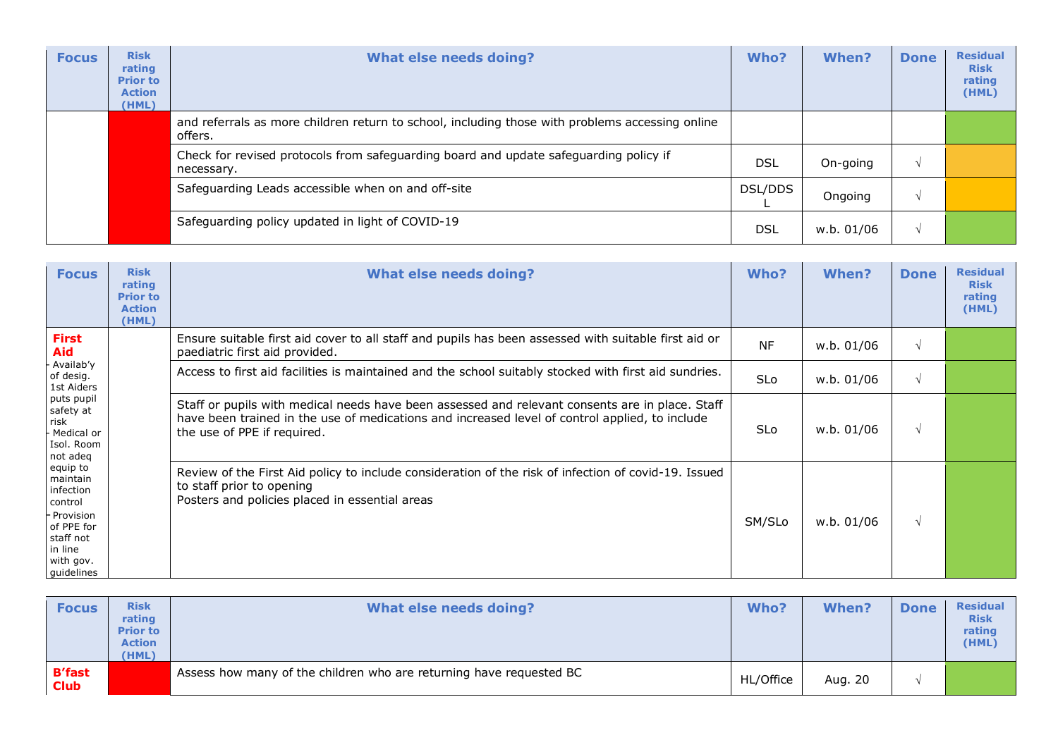| Focus | Risk rating Prior to Action (HML) | What else needs doing? | Who? | When? | Done | Residual Risk rating (HML) |
|---|---|---|---|---|---|---|
| | | and referrals as more children return to school, including those with problems accessing online offers. | | | | |
| | | Check for revised protocols from safeguarding board and update safeguarding policy if necessary. | DSL | On-going | √ | |
| | | Safeguarding Leads accessible when on and off-site | DSL/DDSL | Ongoing | √ | |
| | | Safeguarding policy updated in light of COVID-19 | DSL | w.b. 01/06 | √ | |

| Focus | Risk rating Prior to Action (HML) | What else needs doing? | Who? | When? | Done | Residual Risk rating (HML) |
|---|---|---|---|---|---|---|
| **First Aid** - Availab'y of desig. 1st Aiders puts pupil safety at risk - Medical or Isol. Room not adeq equip to maintain infection control - Provision of PPE for staff not in line with gov. guidelines | | Ensure suitable first aid cover to all staff and pupils has been assessed with suitable first aid or paediatric first aid provided. | NF | w.b. 01/06 | √ | |
| | | Access to first aid facilities is maintained and the school suitably stocked with first aid sundries. | SLo | w.b. 01/06 | √ | |
| | | Staff or pupils with medical needs have been assessed and relevant consents are in place. Staff have been trained in the use of medications and increased level of control applied, to include the use of PPE if required. | SLo | w.b. 01/06 | √ | |
| | | Review of the First Aid policy to include consideration of the risk of infection of covid-19. Issued to staff prior to opening<br>Posters and policies placed in essential areas | SM/SLo | w.b. 01/06 | √ | |

| Focus | Risk rating Prior to Action (HML) | What else needs doing? | Who? | When? | Done | Residual Risk rating (HML) |
|---|---|---|---|---|---|---|
| **B'fast Club** | | Assess how many of the children who are returning have requested BC | HL/Office | Aug. 20 | √ | |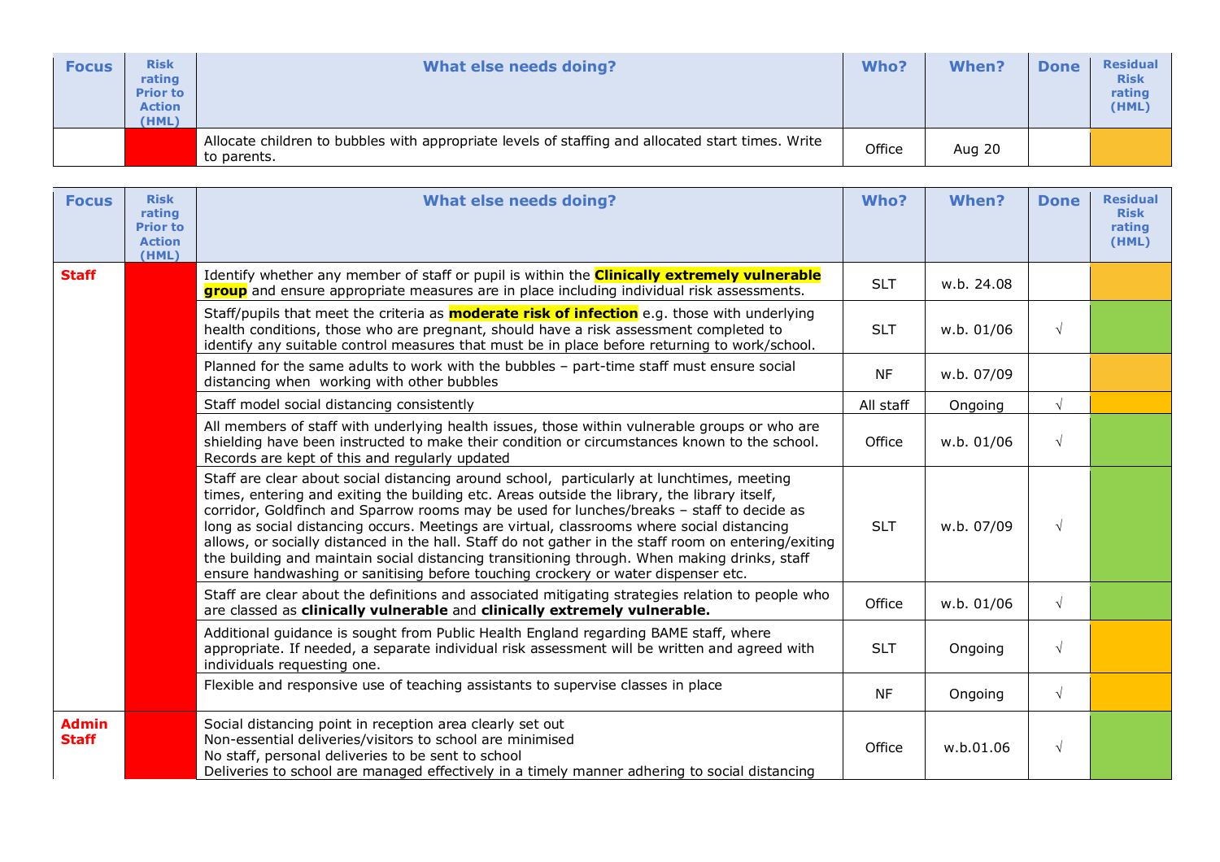| Focus | Risk rating Prior to Action (HML) | What else needs doing? | Who? | When? | Done | Residual Risk rating (HML) |
|---|---|---|---|---|---|---|
| | | Allocate children to bubbles with appropriate levels of staffing and allocated start times. Write to parents. | Office | Aug 20 | | |

| Focus | Risk rating Prior to Action (HML) | What else needs doing? | Who? | When? | Done | Residual Risk rating (HML) |
|---|---|---|---|---|---|---|
| **Staff** | | Identify whether any member of staff or pupil is within the **Clinically extremely vulnerable group** and ensure appropriate measures are in place including individual risk assessments. | SLT | w.b. 24.08 | | |
| | | Staff/pupils that meet the criteria as **moderate risk of infection** e.g. those with underlying health conditions, those who are pregnant, should have a risk assessment completed to identify any suitable control measures that must be in place before returning to work/school. | SLT | w.b. 01/06 | √ | |
| | | Planned for the same adults to work with the bubbles – part-time staff must ensure social distancing when working with other bubbles | NF | w.b. 07/09 | | |
| | | Staff model social distancing consistently | All staff | Ongoing | √ | |
| | | All members of staff with underlying health issues, those within vulnerable groups or who are shielding have been instructed to make their condition or circumstances known to the school. Records are kept of this and regularly updated | Office | w.b. 01/06 | √ | |
| | | Staff are clear about social distancing around school, particularly at lunchtimes, meeting times, entering and exiting the building etc. Areas outside the library, the library itself, corridor, Goldfinch and Sparrow rooms may be used for lunches/breaks – staff to decide as long as social distancing occurs. Meetings are virtual, classrooms where social distancing allows, or socially distanced in the hall. Staff do not gather in the staff room on entering/exiting the building and maintain social distancing transitioning through. When making drinks, staff ensure handwashing or sanitising before touching crockery or water dispenser etc. | SLT | w.b. 07/09 | √ | |
| | | Staff are clear about the definitions and associated mitigating strategies relation to people who are classed as **clinically vulnerable** and **clinically extremely vulnerable.** | Office | w.b. 01/06 | √ | |
| | | Additional guidance is sought from Public Health England regarding BAME staff, where appropriate. If needed, a separate individual risk assessment will be written and agreed with individuals requesting one. | SLT | Ongoing | √ | |
| | | Flexible and responsive use of teaching assistants to supervise classes in place | NF | Ongoing | √ | |
| **Admin Staff** | | Social distancing point in reception area clearly set out<br>Non-essential deliveries/visitors to school are minimised<br>No staff, personal deliveries to be sent to school<br>Deliveries to school are managed effectively in a timely manner adhering to social distancing | Office | w.b.01.06 | √ | |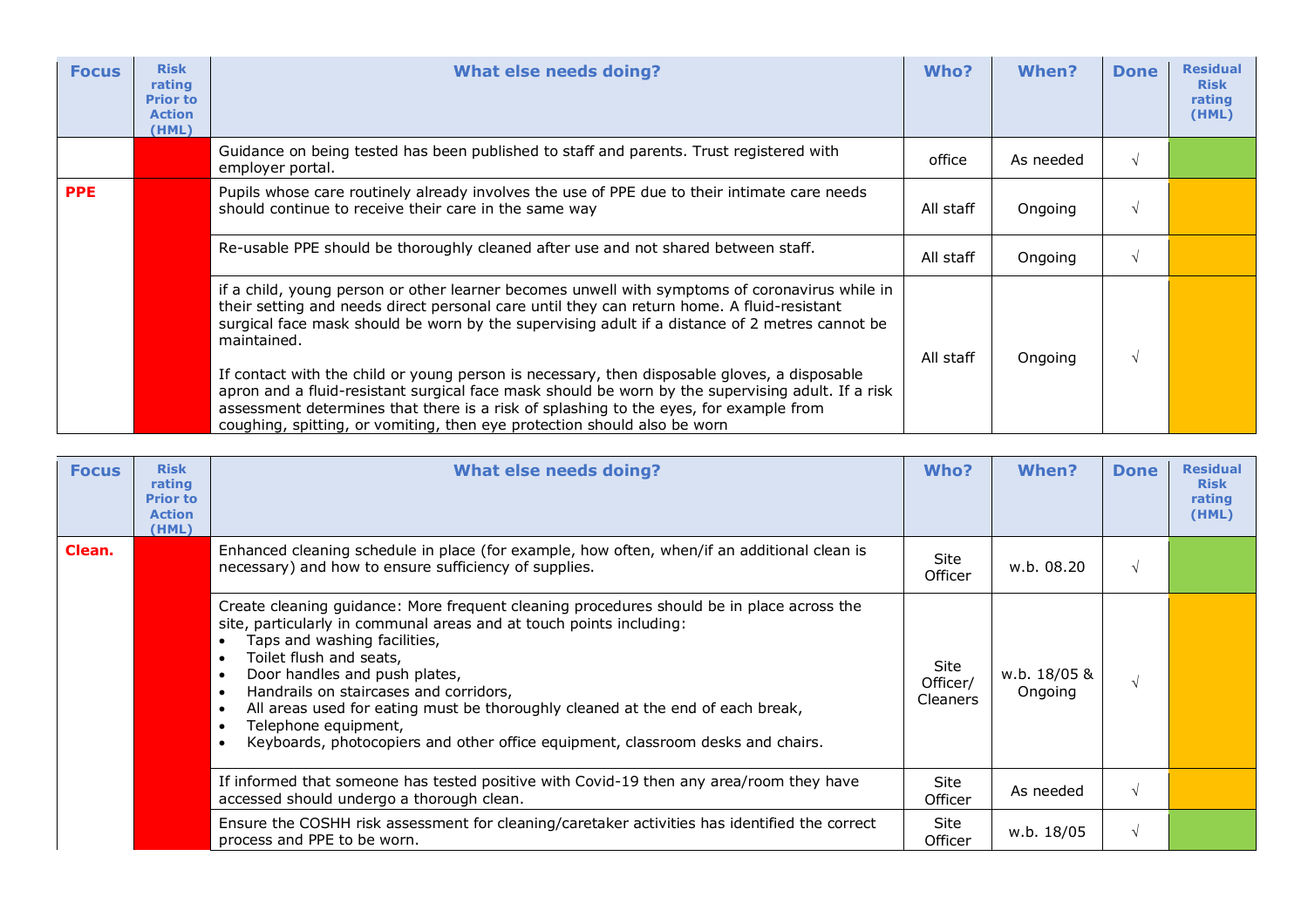| Focus | Risk rating Prior to Action (HML) | What else needs doing? | Who? | When? | Done | Residual Risk rating (HML) |
|---|---|---|---|---|---|---|
| | | Guidance on being tested has been published to staff and parents. Trust registered with employer portal. | office | As needed | √ | |
| **PPE** | | Pupils whose care routinely already involves the use of PPE due to their intimate care needs should continue to receive their care in the same way | All staff | Ongoing | √ | |
| | | Re-usable PPE should be thoroughly cleaned after use and not shared between staff. | All staff | Ongoing | √ | |
| | | if a child, young person or other learner becomes unwell with symptoms of coronavirus while in their setting and needs direct personal care until they can return home. A fluid-resistant surgical face mask should be worn by the supervising adult if a distance of 2 metres cannot be maintained.<br><br>If contact with the child or young person is necessary, then disposable gloves, a disposable apron and a fluid-resistant surgical face mask should be worn by the supervising adult. If a risk assessment determines that there is a risk of splashing to the eyes, for example from coughing, spitting, or vomiting, then eye protection should also be worn | All staff | Ongoing | √ | |

| Focus | Risk rating Prior to Action (HML) | What else needs doing? | Who? | When? | Done | Residual Risk rating (HML) |
|---|---|---|---|---|---|---|
| **Clean.** | | Enhanced cleaning schedule in place (for example, how often, when/if an additional clean is necessary) and how to ensure sufficiency of supplies. | Site Officer | w.b. 08.20 | √ | |
| | | Create cleaning guidance: More frequent cleaning procedures should be in place across the site, particularly in communal areas and at touch points including:<br>• Taps and washing facilities,<br>• Toilet flush and seats,<br>• Door handles and push plates,<br>• Handrails on staircases and corridors,<br>• All areas used for eating must be thoroughly cleaned at the end of each break,<br>• Telephone equipment,<br>• Keyboards, photocopiers and other office equipment, classroom desks and chairs. | Site Officer/ Cleaners | w.b. 18/05 & Ongoing | √ | |
| | | If informed that someone has tested positive with Covid-19 then any area/room they have accessed should undergo a thorough clean. | Site Officer | As needed | √ | |
| | | Ensure the COSHH risk assessment for cleaning/caretaker activities has identified the correct process and PPE to be worn. | Site Officer | w.b. 18/05 | √ | |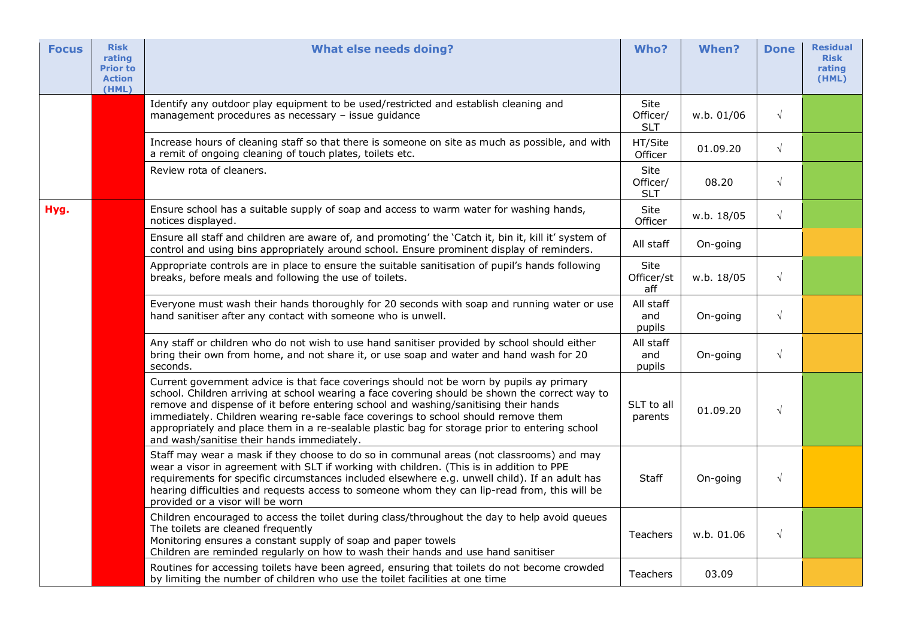| Focus | Risk rating Prior to Action (HML) | What else needs doing? | Who? | When? | Done | Residual Risk rating (HML) |
|---|---|---|---|---|---|---|
| | | Identify any outdoor play equipment to be used/restricted and establish cleaning and management procedures as necessary – issue guidance | Site Officer/ SLT | w.b. 01/06 | √ | |
| | | Increase hours of cleaning staff so that there is someone on site as much as possible, and with a remit of ongoing cleaning of touch plates, toilets etc. | HT/Site Officer | 01.09.20 | √ | |
| | | Review rota of cleaners. | Site Officer/ SLT | 08.20 | √ | |
| **Hyg.** | | Ensure school has a suitable supply of soap and access to warm water for washing hands, notices displayed. | Site Officer | w.b. 18/05 | √ | |
| | | Ensure all staff and children are aware of, and promoting' the 'Catch it, bin it, kill it' system of control and using bins appropriately around school. Ensure prominent display of reminders. | All staff | On-going | | |
| | | Appropriate controls are in place to ensure the suitable sanitisation of pupil's hands following breaks, before meals and following the use of toilets. | Site Officer/staff | w.b. 18/05 | √ | |
| | | Everyone must wash their hands thoroughly for 20 seconds with soap and running water or use hand sanitiser after any contact with someone who is unwell. | All staff and pupils | On-going | √ | |
| | | Any staff or children who do not wish to use hand sanitiser provided by school should either bring their own from home, and not share it, or use soap and water and hand wash for 20 seconds. | All staff and pupils | On-going | √ | |
| | | Current government advice is that face coverings should not be worn by pupils ay primary school. Children arriving at school wearing a face covering should be shown the correct way to remove and dispense of it before entering school and washing/sanitising their hands immediately. Children wearing re-sable face coverings to school should remove them appropriately and place them in a re-sealable plastic bag for storage prior to entering school and wash/sanitise their hands immediately. | SLT to all parents | 01.09.20 | √ | |
| | | Staff may wear a mask if they choose to do so in communal areas (not classrooms) and may wear a visor in agreement with SLT if working with children. (This is in addition to PPE requirements for specific circumstances included elsewhere e.g. unwell child). If an adult has hearing difficulties and requests access to someone whom they can lip-read from, this will be provided or a visor will be worn | Staff | On-going | √ | |
| | | Children encouraged to access the toilet during class/throughout the day to help avoid queues<br>The toilets are cleaned frequently<br>Monitoring ensures a constant supply of soap and paper towels<br>Children are reminded regularly on how to wash their hands and use hand sanitiser | Teachers | w.b. 01.06 | √ | |
| | | Routines for accessing toilets have been agreed, ensuring that toilets do not become crowded by limiting the number of children who use the toilet facilities at one time | Teachers | 03.09 | | |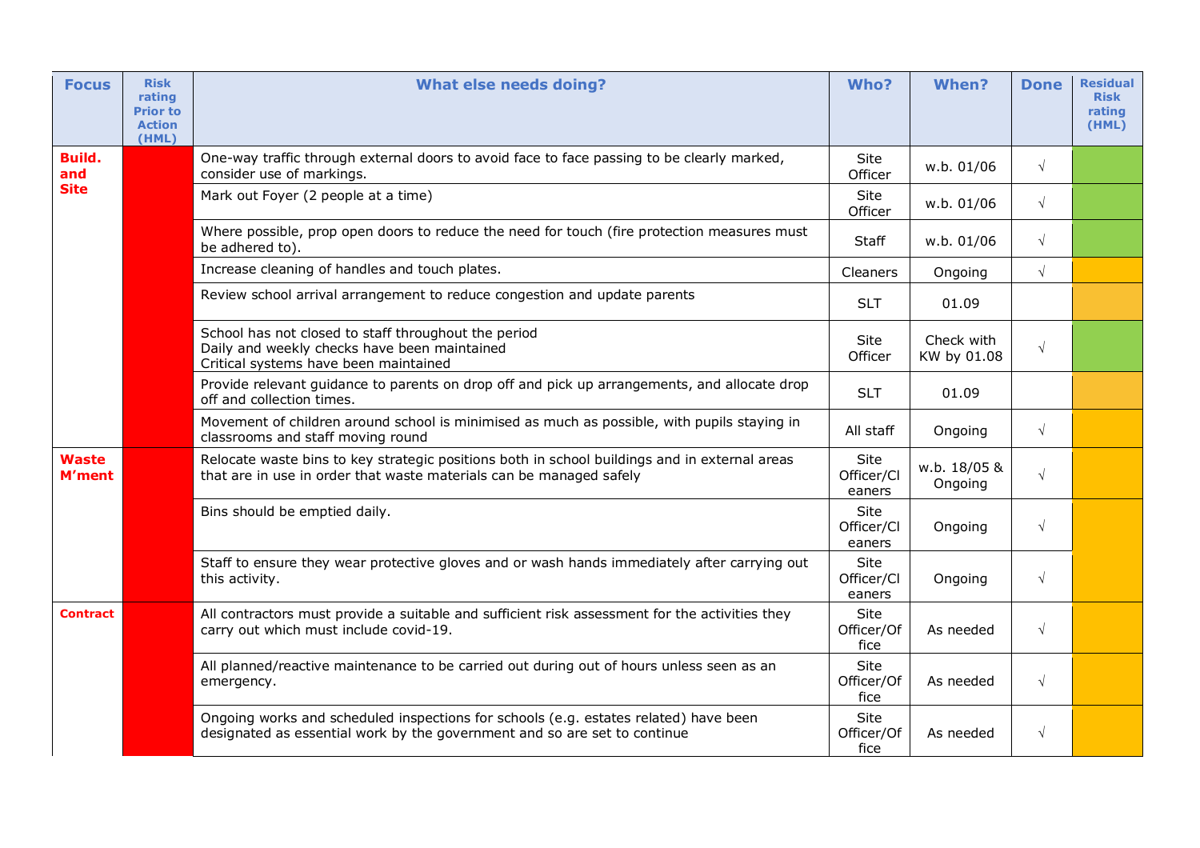| Focus | Risk rating Prior to Action (HML) | What else needs doing? | Who? | When? | Done | Residual Risk rating (HML) |
|---|---|---|---|---|---|---|
| Build. and Site | | One-way traffic through external doors to avoid face to face passing to be clearly marked, consider use of markings. | Site Officer | w.b. 01/06 | √ | |
| | | Mark out Foyer (2 people at a time) | Site Officer | w.b. 01/06 | √ | |
| | | Where possible, prop open doors to reduce the need for touch (fire protection measures must be adhered to). | Staff | w.b. 01/06 | √ | |
| | | Increase cleaning of handles and touch plates. | Cleaners | Ongoing | √ | |
| | | Review school arrival arrangement to reduce congestion and update parents | SLT | 01.09 | | |
| | | School has not closed to staff throughout the period<br>Daily and weekly checks have been maintained<br>Critical systems have been maintained | Site Officer | Check with KW by 01.08 | √ | |
| | | Provide relevant guidance to parents on drop off and pick up arrangements, and allocate drop off and collection times. | SLT | 01.09 | | |
| | | Movement of children around school is minimised as much as possible, with pupils staying in classrooms and staff moving round | All staff | Ongoing | √ | |
| Waste M'ment | | Relocate waste bins to key strategic positions both in school buildings and in external areas that are in use in order that waste materials can be managed safely | Site Officer/Cleaners | w.b. 18/05 & Ongoing | √ | |
| | | Bins should be emptied daily. | Site Officer/Cleaners | Ongoing | √ | |
| | | Staff to ensure they wear protective gloves and or wash hands immediately after carrying out this activity. | Site Officer/Cleaners | Ongoing | √ | |
| Contract | | All contractors must provide a suitable and sufficient risk assessment for the activities they carry out which must include covid-19. | Site Officer/Office | As needed | √ | |
| | | All planned/reactive maintenance to be carried out during out of hours unless seen as an emergency. | Site Officer/Office | As needed | √ | |
| | | Ongoing works and scheduled inspections for schools (e.g. estates related) have been designated as essential work by the government and so are set to continue | Site Officer/Office | As needed | √ | |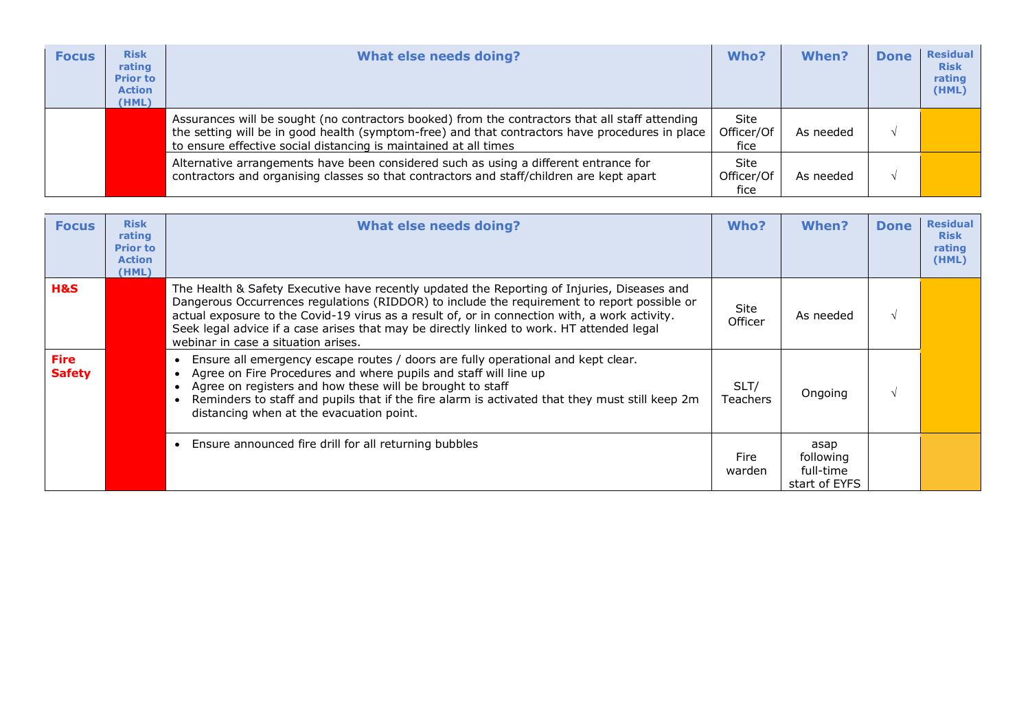| Focus | Risk rating Prior to Action (HML) | What else needs doing? | Who? | When? | Done | Residual Risk rating (HML) |
|---|---|---|---|---|---|---|
| | | Assurances will be sought (no contractors booked) from the contractors that all staff attending the setting will be in good health (symptom-free) and that contractors have procedures in place to ensure effective social distancing is maintained at all times | Site Officer/Office | As needed | √ | |
| | | Alternative arrangements have been considered such as using a different entrance for contractors and organising classes so that contractors and staff/children are kept apart | Site Officer/Office | As needed | √ | |

| Focus | Risk rating Prior to Action (HML) | What else needs doing? | Who? | When? | Done | Residual Risk rating (HML) |
|---|---|---|---|---|---|---|
| **H&S** | | The Health & Safety Executive have recently updated the Reporting of Injuries, Diseases and Dangerous Occurrences regulations (RIDDOR) to include the requirement to report possible or actual exposure to the Covid-19 virus as a result of, or in connection with, a work activity. Seek legal advice if a case arises that may be directly linked to work. HT attended legal webinar in case a situation arises. | Site Officer | As needed | √ | |
| **Fire Safety** | | • Ensure all emergency escape routes / doors are fully operational and kept clear.<br>• Agree on Fire Procedures and where pupils and staff will line up<br>• Agree on registers and how these will be brought to staff<br>• Reminders to staff and pupils that if the fire alarm is activated that they must still keep 2m distancing when at the evacuation point. | SLT/ Teachers | Ongoing | √ | |
| | | • Ensure announced fire drill for all returning bubbles | Fire warden | asap following full-time start of EYFS | | |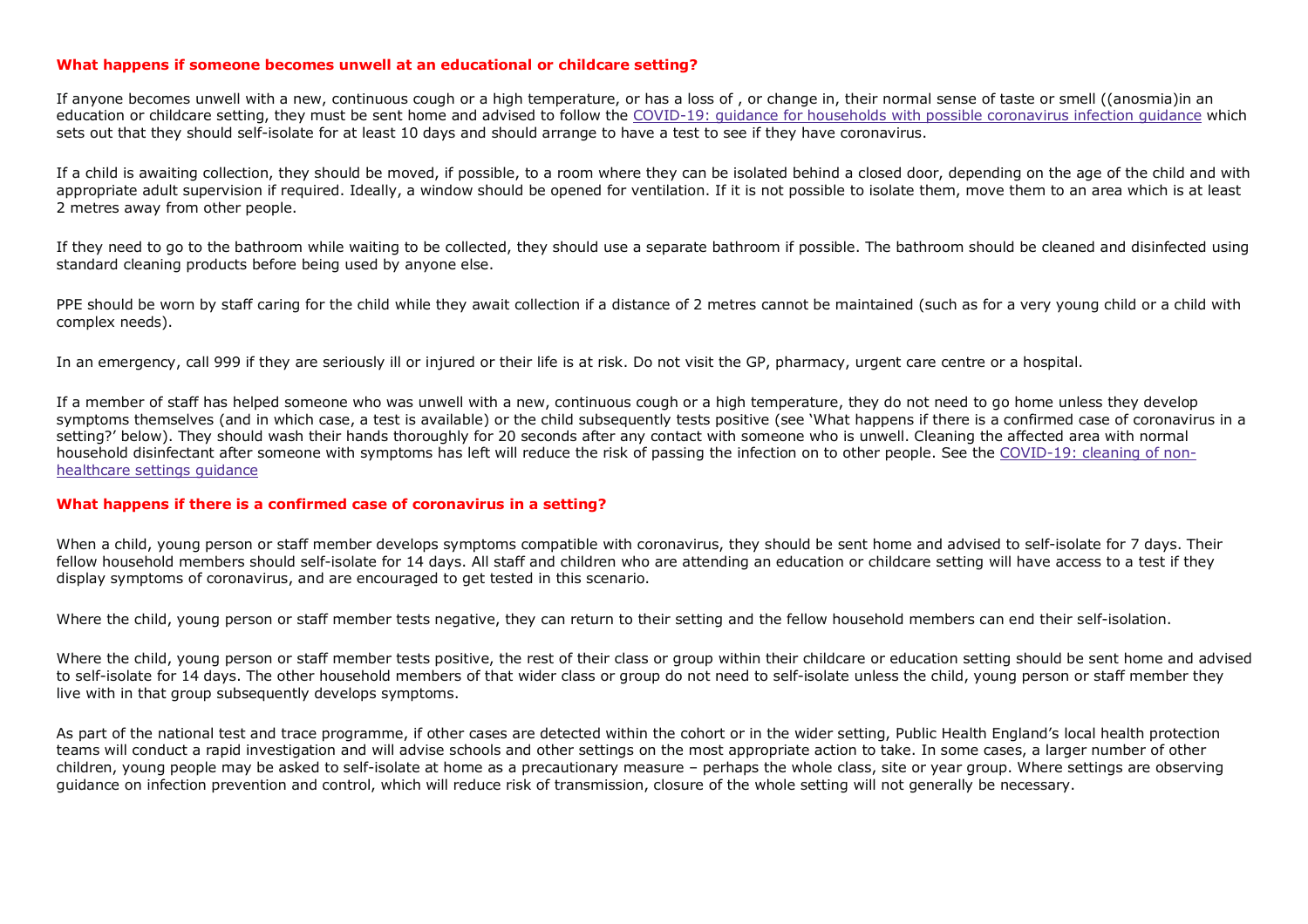### What happens if someone becomes unwell at an educational or childcare setting?

If anyone becomes unwell with a new, continuous cough or a high temperature, or has a loss of , or change in, their normal sense of taste or smell ((anosmia)in an education or childcare setting, they must be sent home and advised to follow the COVID-19: guidance for households with possible coronavirus infection guidance which sets out that they should self-isolate for at least 10 days and should arrange to have a test to see if they have coronavirus.

If a child is awaiting collection, they should be moved, if possible, to a room where they can be isolated behind a closed door, depending on the age of the child and with appropriate adult supervision if required. Ideally, a window should be opened for ventilation. If it is not possible to isolate them, move them to an area which is at least 2 metres away from other people.

If they need to go to the bathroom while waiting to be collected, they should use a separate bathroom if possible. The bathroom should be cleaned and disinfected using standard cleaning products before being used by anyone else.

PPE should be worn by staff caring for the child while they await collection if a distance of 2 metres cannot be maintained (such as for a very young child or a child with complex needs).

In an emergency, call 999 if they are seriously ill or injured or their life is at risk. Do not visit the GP, pharmacy, urgent care centre or a hospital.

If a member of staff has helped someone who was unwell with a new, continuous cough or a high temperature, they do not need to go home unless they develop symptoms themselves (and in which case, a test is available) or the child subsequently tests positive (see 'What happens if there is a confirmed case of coronavirus in a setting?' below). They should wash their hands thoroughly for 20 seconds after any contact with someone who is unwell. Cleaning the affected area with normal household disinfectant after someone with symptoms has left will reduce the risk of passing the infection on to other people. See the COVID-19: cleaning of non-healthcare settings guidance

### What happens if there is a confirmed case of coronavirus in a setting?

When a child, young person or staff member develops symptoms compatible with coronavirus, they should be sent home and advised to self-isolate for 7 days. Their fellow household members should self-isolate for 14 days. All staff and children who are attending an education or childcare setting will have access to a test if they display symptoms of coronavirus, and are encouraged to get tested in this scenario.

Where the child, young person or staff member tests negative, they can return to their setting and the fellow household members can end their self-isolation.

Where the child, young person or staff member tests positive, the rest of their class or group within their childcare or education setting should be sent home and advised to self-isolate for 14 days. The other household members of that wider class or group do not need to self-isolate unless the child, young person or staff member they live with in that group subsequently develops symptoms.

As part of the national test and trace programme, if other cases are detected within the cohort or in the wider setting, Public Health England's local health protection teams will conduct a rapid investigation and will advise schools and other settings on the most appropriate action to take. In some cases, a larger number of other children, young people may be asked to self-isolate at home as a precautionary measure – perhaps the whole class, site or year group. Where settings are observing guidance on infection prevention and control, which will reduce risk of transmission, closure of the whole setting will not generally be necessary.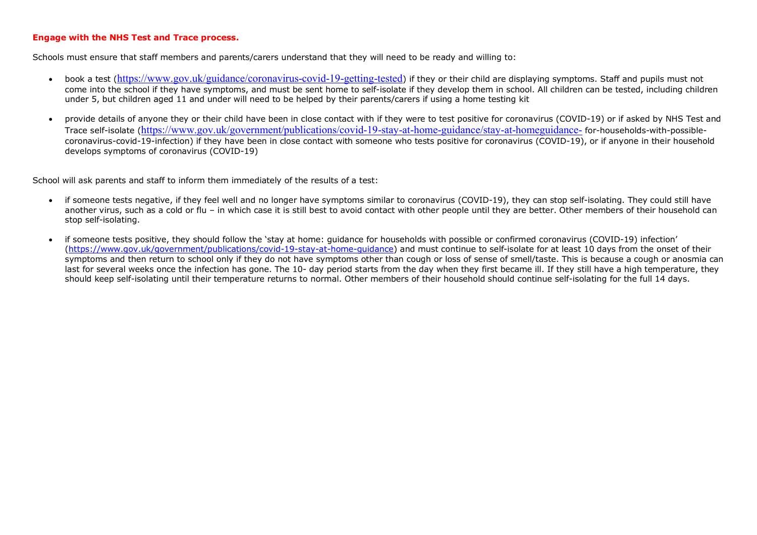**Engage with the NHS Test and Trace process.**

Schools must ensure that staff members and parents/carers understand that they will need to be ready and willing to:

- book a test (https://www.gov.uk/guidance/coronavirus-covid-19-getting-tested) if they or their child are displaying symptoms. Staff and pupils must not come into the school if they have symptoms, and must be sent home to self-isolate if they develop them in school. All children can be tested, including children under 5, but children aged 11 and under will need to be helped by their parents/carers if using a home testing kit

- provide details of anyone they or their child have been in close contact with if they were to test positive for coronavirus (COVID-19) or if asked by NHS Test and Trace self-isolate (https://www.gov.uk/government/publications/covid-19-stay-at-home-guidance/stay-at-homeguidance- for-households-with-possible-coronavirus-covid-19-infection) if they have been in close contact with someone who tests positive for coronavirus (COVID-19), or if anyone in their household develops symptoms of coronavirus (COVID-19)

School will ask parents and staff to inform them immediately of the results of a test:

- if someone tests negative, if they feel well and no longer have symptoms similar to coronavirus (COVID-19), they can stop self-isolating. They could still have another virus, such as a cold or flu – in which case it is still best to avoid contact with other people until they are better. Other members of their household can stop self-isolating.

- if someone tests positive, they should follow the 'stay at home: guidance for households with possible or confirmed coronavirus (COVID-19) infection' (https://www.gov.uk/government/publications/covid-19-stay-at-home-guidance) and must continue to self-isolate for at least 10 days from the onset of their symptoms and then return to school only if they do not have symptoms other than cough or loss of sense of smell/taste. This is because a cough or anosmia can last for several weeks once the infection has gone. The 10- day period starts from the day when they first became ill. If they still have a high temperature, they should keep self-isolating until their temperature returns to normal. Other members of their household should continue self-isolating for the full 14 days.